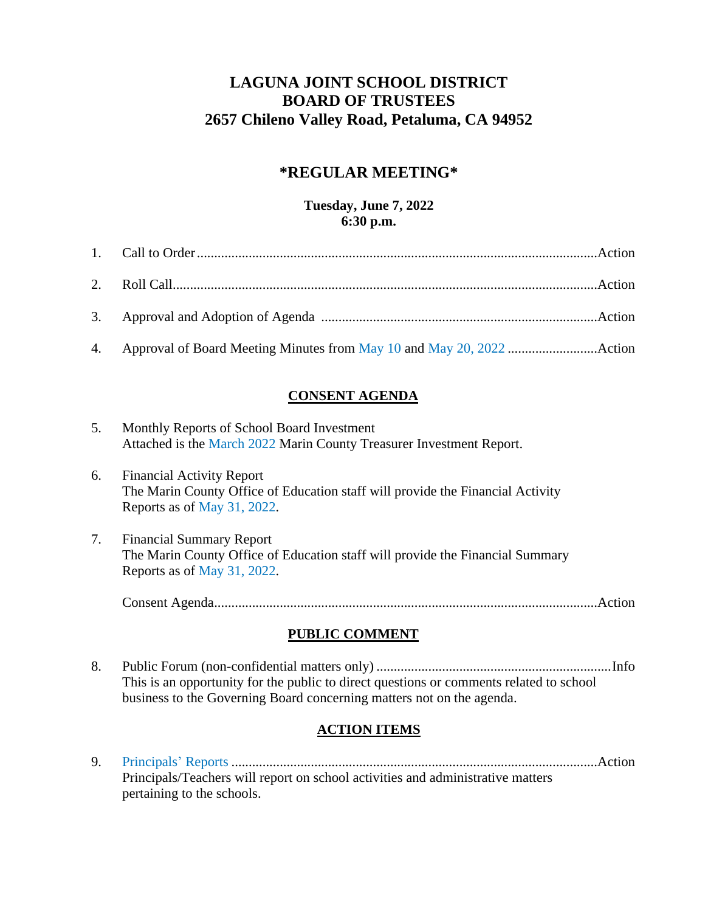# LAGUNA JOINT SCHOOL DISTRICT
# BOARD OF TRUSTEES
# 2657 Chileno Valley Road, Petaluma, CA 94952

## *REGULAR MEETING*

**Tuesday, June 7, 2022**
**6:30 p.m.**

1. Call to Order ........................................................................................................Action

2. Roll Call...............................................................................................................Action

3. Approval and Adoption of Agenda ......................................................................Action

4. Approval of Board Meeting Minutes from May 10 and May 20, 2022 ..........................Action

### CONSENT AGENDA

5. Monthly Reports of School Board Investment
   Attached is the March 2022 Marin County Treasurer Investment Report.

6. Financial Activity Report
   The Marin County Office of Education staff will provide the Financial Activity Reports as of May 31, 2022.

7. Financial Summary Report
   The Marin County Office of Education staff will provide the Financial Summary Reports as of May 31, 2022.

   Consent Agenda.....................................................................................................Action

### PUBLIC COMMENT

8. Public Forum (non-confidential matters only) ..........................................................Info
   This is an opportunity for the public to direct questions or comments related to school business to the Governing Board concerning matters not on the agenda.

### ACTION ITEMS

9. Principals' Reports ..................................................................................................Action
   Principals/Teachers will report on school activities and administrative matters pertaining to the schools.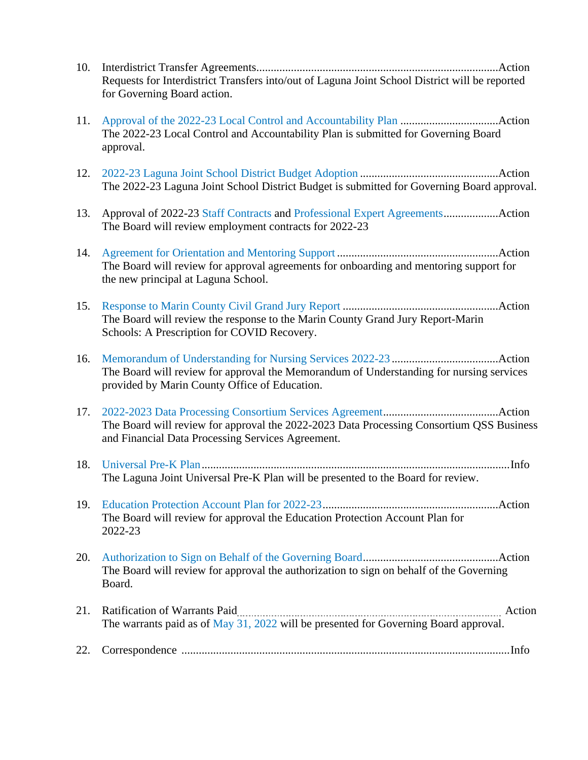10. Interdistrict Transfer Agreements...................................................................................Action
    Requests for Interdistrict Transfers into/out of Laguna Joint School District will be reported for Governing Board action.

11. Approval of the 2022-23 Local Control and Accountability Plan ..................................Action
    The 2022-23 Local Control and Accountability Plan is submitted for Governing Board approval.

12. 2022-23 Laguna Joint School District Budget Adoption ................................................Action
    The 2022-23 Laguna Joint School District Budget is submitted for Governing Board approval.

13. Approval of 2022-23 Staff Contracts and Professional Expert Agreements...................Action
    The Board will review employment contracts for 2022-23

14. Agreement for Orientation and Mentoring Support ........................................................Action
    The Board will review for approval agreements for onboarding and mentoring support for the new principal at Laguna School.

15. Response to Marin County Civil Grand Jury Report ......................................................Action
    The Board will review the response to the Marin County Grand Jury Report-Marin Schools: A Prescription for COVID Recovery.

16. Memorandum of Understanding for Nursing Services 2022-23 .....................................Action
    The Board will review for approval the Memorandum of Understanding for nursing services provided by Marin County Office of Education.

17. 2022-2023 Data Processing Consortium Services Agreement........................................Action
    The Board will review for approval the 2022-2023 Data Processing Consortium QSS Business and Financial Data Processing Services Agreement.

18. Universal Pre-K Plan..........................................................................................................Info
    The Laguna Joint Universal Pre-K Plan will be presented to the Board for review.

19. Education Protection Account Plan for 2022-23.............................................................Action
    The Board will review for approval the Education Protection Account Plan for 2022-23

20. Authorization to Sign on Behalf of the Governing Board...............................................Action
    The Board will review for approval the authorization to sign on behalf of the Governing Board.

21. Ratification of Warrants Paid............................................................................................ Action
    The warrants paid as of May 31, 2022 will be presented for Governing Board approval.

22. Correspondence .................................................................................................................Info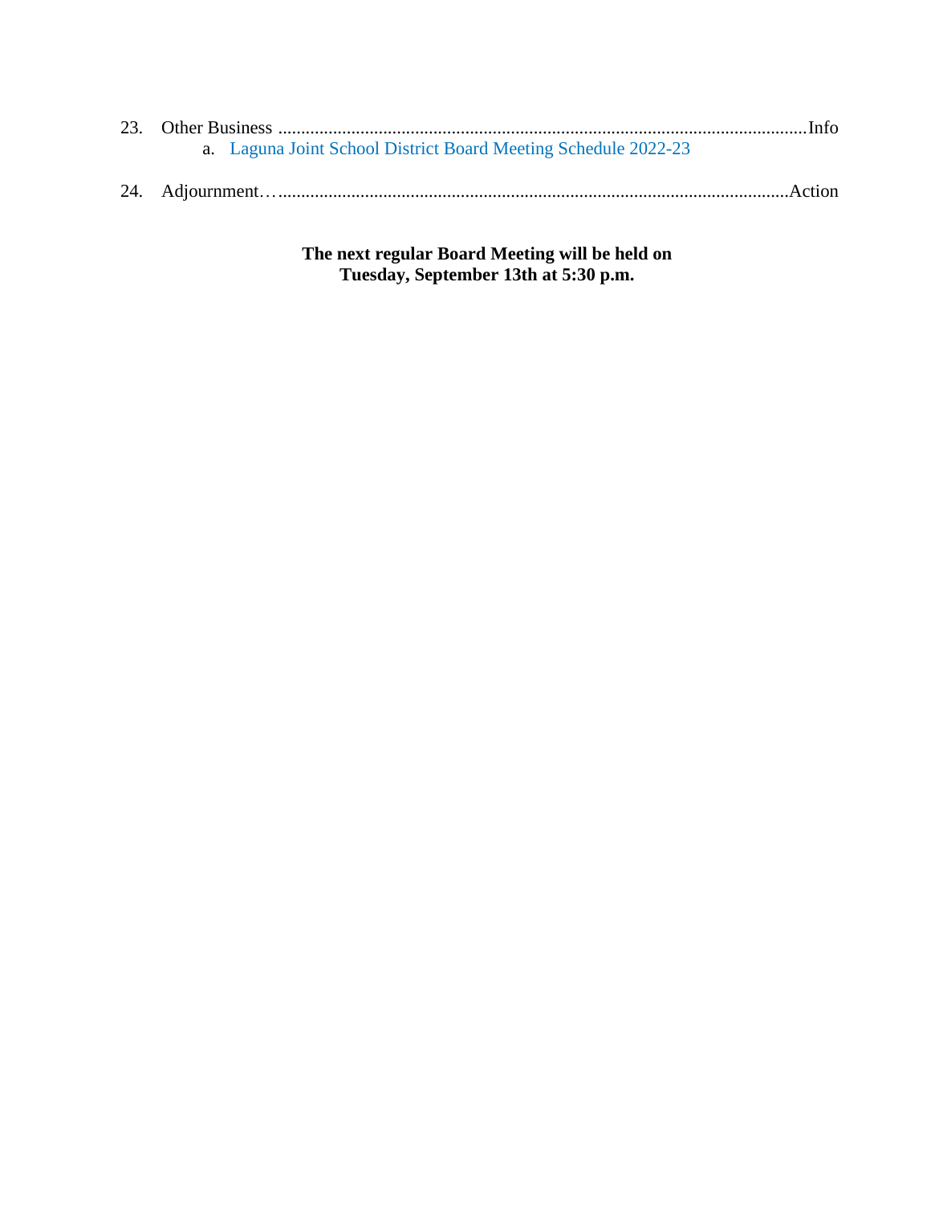23. Other Business ............................................................................................................Info
    a. Laguna Joint School District Board Meeting Schedule 2022-23

24. Adjournment…...............................................................................................................Action

**The next regular Board Meeting will be held on**
**Tuesday, September 13th at 5:30 p.m.**